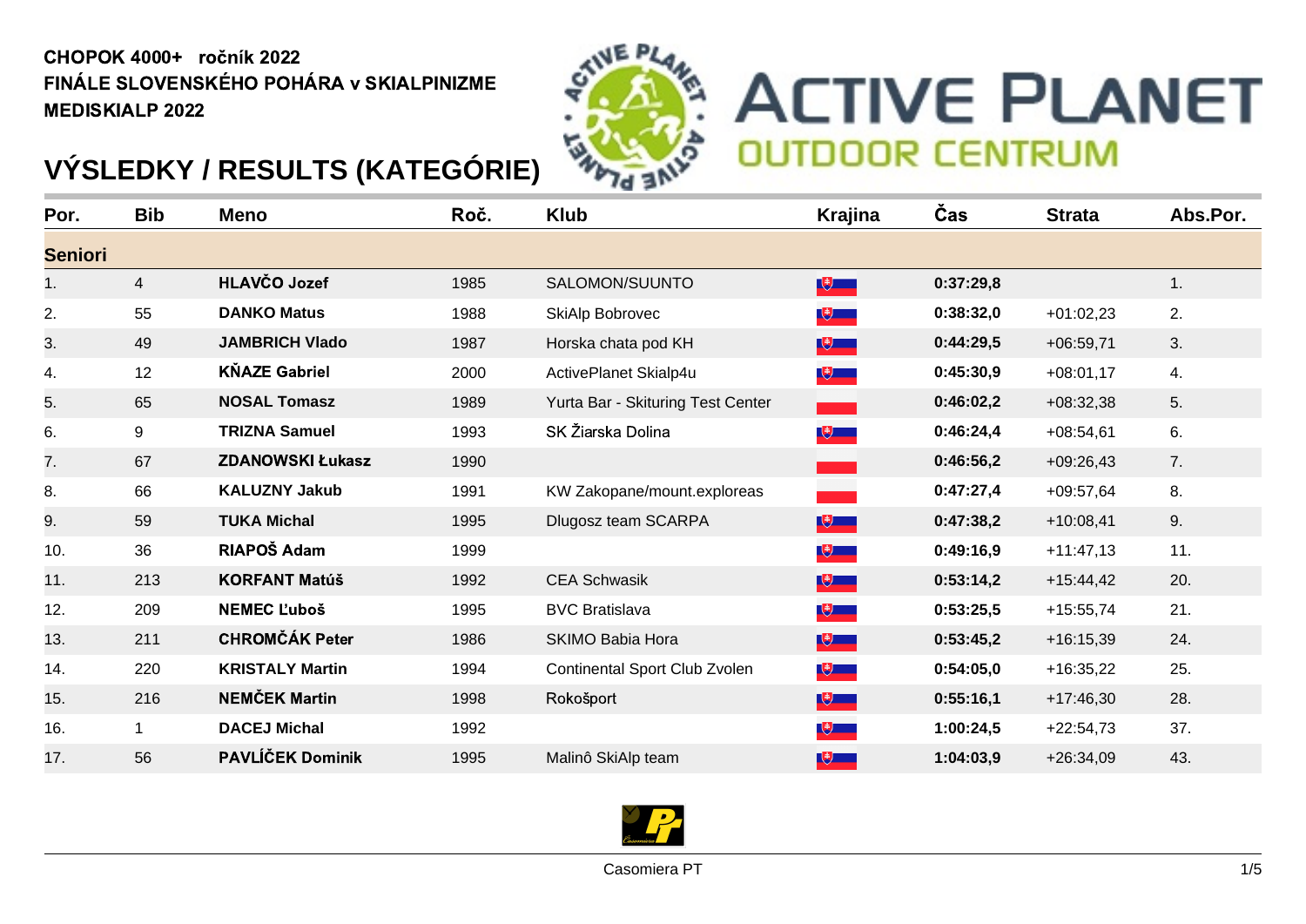**CHOPOK 4000+ ročník 2022**
**FINÁLE SLOVENSKÉHO POHÁRA v SKIALPINIZME**
**MEDISKIALP 2022**

# VÝSLEDKY / RESULTS (KATEGÓRIE)

ACTIVE PLANET OUTDOOR CENTRUM

| Por. | Bib | Meno | Roč. | Klub | Krajina | Čas | Strata | Abs.Por. |
|---|---|---|---|---|---|---|---|---|
| **Seniori** | | | | | | | | |
| 1. | 4 | **HLAVČO Jozef** | 1985 | SALOMON/SUUNTO | | **0:37:29,8** | | 1. |
| 2. | 55 | **DANKO Matus** | 1988 | SkiAlp Bobrovec | | **0:38:32,0** | +01:02,23 | 2. |
| 3. | 49 | **JAMBRICH Vlado** | 1987 | Horska chata pod KH | | **0:44:29,5** | +06:59,71 | 3. |
| 4. | 12 | **KŇAZE Gabriel** | 2000 | ActivePlanet Skialp4u | | **0:45:30,9** | +08:01,17 | 4. |
| 5. | 65 | **NOSAL Tomasz** | 1989 | Yurta Bar - Skituring Test Center | | **0:46:02,2** | +08:32,38 | 5. |
| 6. | 9 | **TRIZNA Samuel** | 1993 | SK Žiarska Dolina | | **0:46:24,4** | +08:54,61 | 6. |
| 7. | 67 | **ZDANOWSKI Łukasz** | 1990 | | | **0:46:56,2** | +09:26,43 | 7. |
| 8. | 66 | **KALUZNY Jakub** | 1991 | KW Zakopane/mount.exploreas | | **0:47:27,4** | +09:57,64 | 8. |
| 9. | 59 | **TUKA Michal** | 1995 | Dlugosz team SCARPA | | **0:47:38,2** | +10:08,41 | 9. |
| 10. | 36 | **RIAPOŠ Adam** | 1999 | | | **0:49:16,9** | +11:47,13 | 11. |
| 11. | 213 | **KORFANT Matúš** | 1992 | CEA Schwasik | | **0:53:14,2** | +15:44,42 | 20. |
| 12. | 209 | **NEMEC Ľuboš** | 1995 | BVC Bratislava | | **0:53:25,5** | +15:55,74 | 21. |
| 13. | 211 | **CHROMČÁK Peter** | 1986 | SKIMO Babia Hora | | **0:53:45,2** | +16:15,39 | 24. |
| 14. | 220 | **KRISTALY Martin** | 1994 | Continental Sport Club Zvolen | | **0:54:05,0** | +16:35,22 | 25. |
| 15. | 216 | **NEMČEK Martin** | 1998 | Rokošport | | **0:55:16,1** | +17:46,30 | 28. |
| 16. | 1 | **DACEJ Michal** | 1992 | | | **1:00:24,5** | +22:54,73 | 37. |
| 17. | 56 | **PAVLÍČEK Dominik** | 1995 | Malinô SkiAlp team | | **1:04:03,9** | +26:34,09 | 43. |

Casomiera PT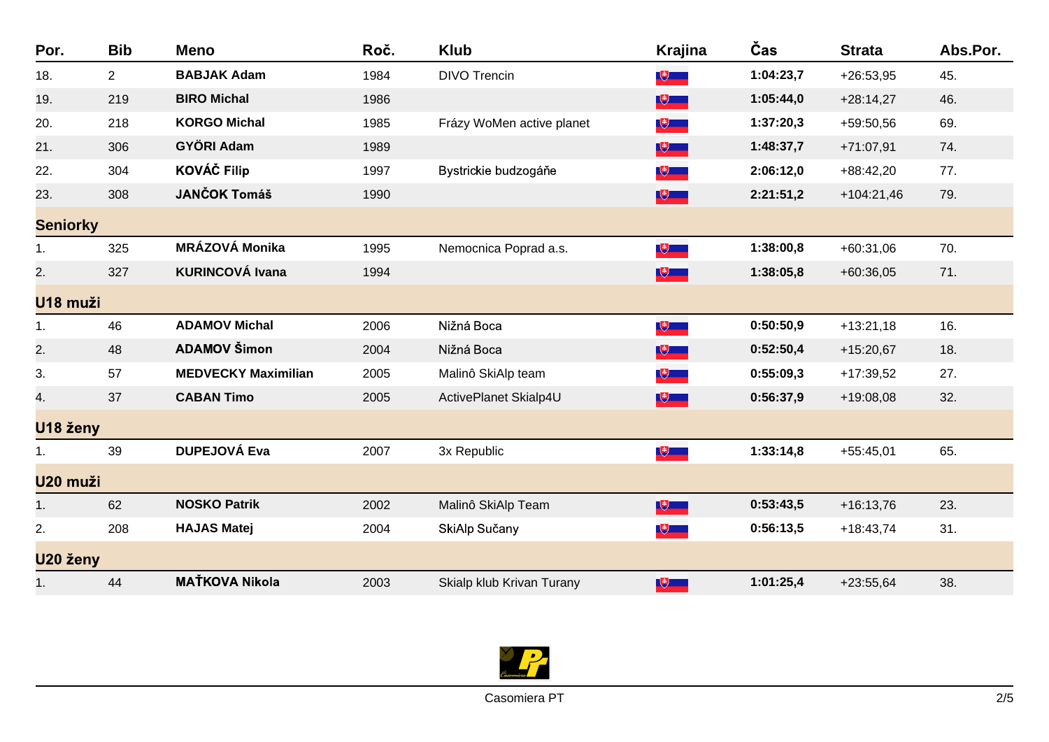| Por. | Bib | Meno | Roč. | Klub | Krajina | Čas | Strata | Abs.Por. |
|---|---|---|---|---|---|---|---|---|
| 18. | 2 | **BABJAK Adam** | 1984 | DIVO Trencin | | **1:04:23,7** | +26:53,95 | 45. |
| 19. | 219 | **BIRO Michal** | 1986 | | | **1:05:44,0** | +28:14,27 | 46. |
| 20. | 218 | **KORGO Michal** | 1985 | Frázy WoMen active planet | | **1:37:20,3** | +59:50,56 | 69. |
| 21. | 306 | **GYÖRI Adam** | 1989 | | | **1:48:37,7** | +71:07,91 | 74. |
| 22. | 304 | **KOVÁČ Filip** | 1997 | Bystrickie budzogáňe | | **2:06:12,0** | +88:42,20 | 77. |
| 23. | 308 | **JANČOK Tomáš** | 1990 | | | **2:21:51,2** | +104:21,46 | 79. |
| **Seniorky** | | | | | | | | |
| 1. | 325 | **MRÁZOVÁ Monika** | 1995 | Nemocnica Poprad a.s. | | **1:38:00,8** | +60:31,06 | 70. |
| 2. | 327 | **KURINCOVÁ Ivana** | 1994 | | | **1:38:05,8** | +60:36,05 | 71. |
| **U18 muži** | | | | | | | | |
| 1. | 46 | **ADAMOV Michal** | 2006 | Nižná Boca | | **0:50:50,9** | +13:21,18 | 16. |
| 2. | 48 | **ADAMOV Šimon** | 2004 | Nižná Boca | | **0:52:50,4** | +15:20,67 | 18. |
| 3. | 57 | **MEDVECKY Maximilian** | 2005 | Malinô SkiAlp team | | **0:55:09,3** | +17:39,52 | 27. |
| 4. | 37 | **CABAN Timo** | 2005 | ActivePlanet Skialp4U | | **0:56:37,9** | +19:08,08 | 32. |
| **U18 ženy** | | | | | | | | |
| 1. | 39 | **DUPEJOVÁ Eva** | 2007 | 3x Republic | | **1:33:14,8** | +55:45,01 | 65. |
| **U20 muži** | | | | | | | | |
| 1. | 62 | **NOSKO Patrik** | 2002 | Malinô SkiAlp Team | | **0:53:43,5** | +16:13,76 | 23. |
| 2. | 208 | **HAJAS Matej** | 2004 | SkiAlp Sučany | | **0:56:13,5** | +18:43,74 | 31. |
| **U20 ženy** | | | | | | | | |
| 1. | 44 | **MAŤKOVA Nikola** | 2003 | Skialp klub Krivan Turany | | **1:01:25,4** | +23:55,64 | 38. |

Casomiera PT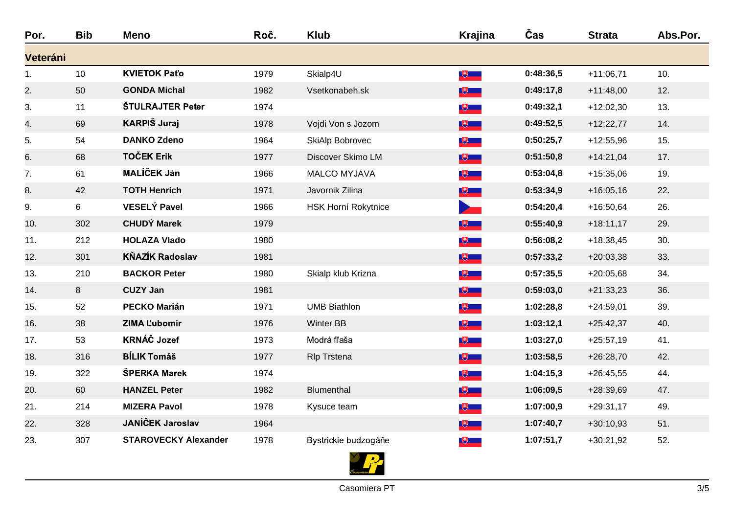| Por. | Bib | Meno | Roč. | Klub | Krajina | Čas | Strata | Abs.Por. |
|---|---|---|---|---|---|---|---|---|
| **Veteráni** | | | | | | | | |
| 1. | 10 | **KVIETOK Paťo** | 1979 | Skialp4U | SVK | **0:48:36,5** | +11:06,71 | 10. |
| 2. | 50 | **GONDA Michal** | 1982 | Vsetkonabeh.sk | SVK | **0:49:17,8** | +11:48,00 | 12. |
| 3. | 11 | **ŠTULRAJTER Peter** | 1974 | | SVK | **0:49:32,1** | +12:02,30 | 13. |
| 4. | 69 | **KARPIŠ Juraj** | 1978 | Vojdi Von s Jozom | SVK | **0:49:52,5** | +12:22,77 | 14. |
| 5. | 54 | **DANKO Zdeno** | 1964 | SkiAlp Bobrovec | SVK | **0:50:25,7** | +12:55,96 | 15. |
| 6. | 68 | **TOČEK Erik** | 1977 | Discover Skimo LM | SVK | **0:51:50,8** | +14:21,04 | 17. |
| 7. | 61 | **MALÍČEK Ján** | 1966 | MALCO MYJAVA | SVK | **0:53:04,8** | +15:35,06 | 19. |
| 8. | 42 | **TOTH Henrich** | 1971 | Javornik Zilina | SVK | **0:53:34,9** | +16:05,16 | 22. |
| 9. | 6 | **VESELÝ Pavel** | 1966 | HSK Horní Rokytnice | CZE | **0:54:20,4** | +16:50,64 | 26. |
| 10. | 302 | **CHUDÝ Marek** | 1979 | | SVK | **0:55:40,9** | +18:11,17 | 29. |
| 11. | 212 | **HOLAZA Vlado** | 1980 | | SVK | **0:56:08,2** | +18:38,45 | 30. |
| 12. | 301 | **KŇAZÍK Radoslav** | 1981 | | SVK | **0:57:33,2** | +20:03,38 | 33. |
| 13. | 210 | **BACKOR Peter** | 1980 | Skialp klub Krizna | SVK | **0:57:35,5** | +20:05,68 | 34. |
| 14. | 8 | **CUZY Jan** | 1981 | | SVK | **0:59:03,0** | +21:33,23 | 36. |
| 15. | 52 | **PECKO Marián** | 1971 | UMB Biathlon | SVK | **1:02:28,8** | +24:59,01 | 39. |
| 16. | 38 | **ZIMA Ľubomír** | 1976 | Winter BB | SVK | **1:03:12,1** | +25:42,37 | 40. |
| 17. | 53 | **KRNÁČ Jozef** | 1973 | Modrá fľaša | SVK | **1:03:27,0** | +25:57,19 | 41. |
| 18. | 316 | **BÍLIK Tomáš** | 1977 | Rlp Trstena | SVK | **1:03:58,5** | +26:28,70 | 42. |
| 19. | 322 | **ŠPERKA Marek** | 1974 | | SVK | **1:04:15,3** | +26:45,55 | 44. |
| 20. | 60 | **HANZEL Peter** | 1982 | Blumenthal | SVK | **1:06:09,5** | +28:39,69 | 47. |
| 21. | 214 | **MIZERA Pavol** | 1978 | Kysuce team | SVK | **1:07:00,9** | +29:31,17 | 49. |
| 22. | 328 | **JANÍČEK Jaroslav** | 1964 | | SVK | **1:07:40,7** | +30:10,93 | 51. |
| 23. | 307 | **STAROVECKY Alexander** | 1978 | Bystrickie budzogáňe | SVK | **1:07:51,7** | +30:21,92 | 52. |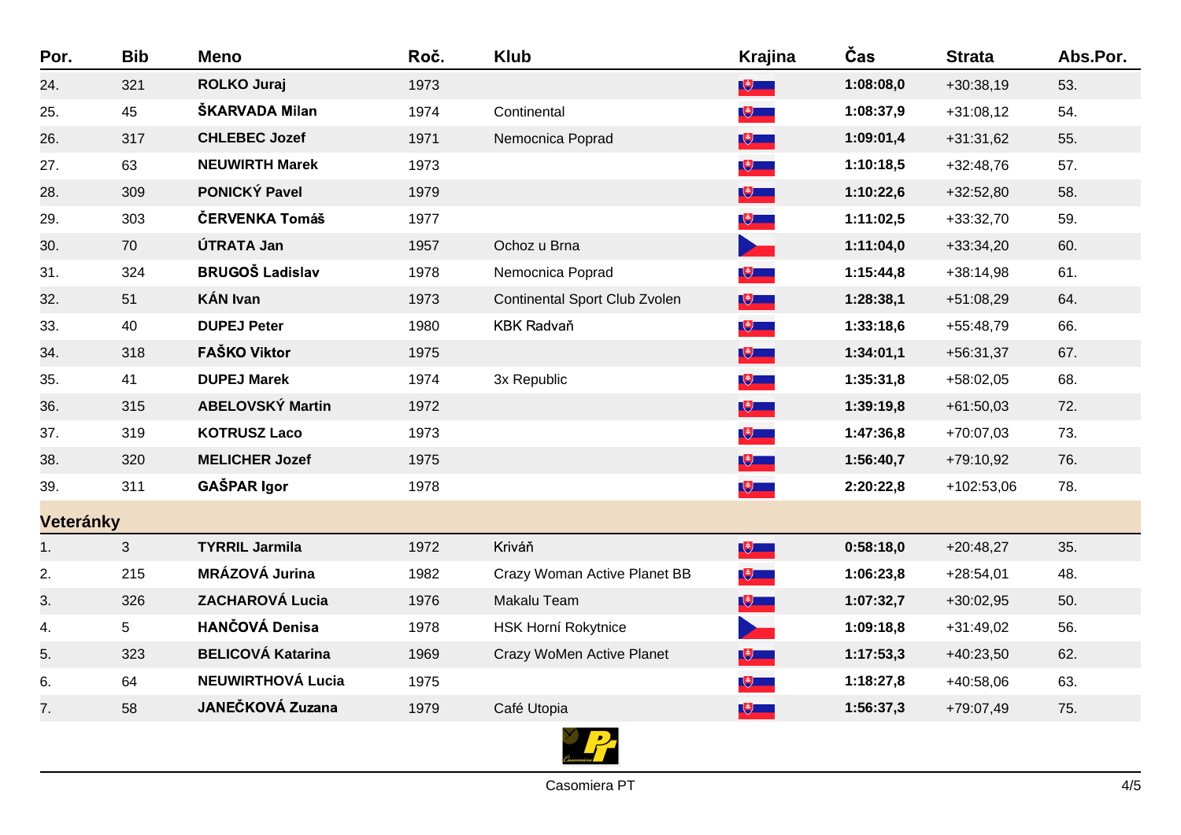| Por. | Bib | Meno | Roč. | Klub | Krajina | Čas | Strata | Abs.Por. |
|---|---|---|---|---|---|---|---|---|
| 24. | 321 | **ROLKO Juraj** | 1973 | | | **1:08:08,0** | +30:38,19 | 53. |
| 25. | 45 | **ŠKARVADA Milan** | 1974 | Continental | | **1:08:37,9** | +31:08,12 | 54. |
| 26. | 317 | **CHLEBEC Jozef** | 1971 | Nemocnica Poprad | | **1:09:01,4** | +31:31,62 | 55. |
| 27. | 63 | **NEUWIRTH Marek** | 1973 | | | **1:10:18,5** | +32:48,76 | 57. |
| 28. | 309 | **PONICKÝ Pavel** | 1979 | | | **1:10:22,6** | +32:52,80 | 58. |
| 29. | 303 | **ČERVENKA Tomáš** | 1977 | | | **1:11:02,5** | +33:32,70 | 59. |
| 30. | 70 | **ÚTRATA Jan** | 1957 | Ochoz u Brna | | **1:11:04,0** | +33:34,20 | 60. |
| 31. | 324 | **BRUGOŠ Ladislav** | 1978 | Nemocnica Poprad | | **1:15:44,8** | +38:14,98 | 61. |
| 32. | 51 | **KÁN Ivan** | 1973 | Continental Sport Club Zvolen | | **1:28:38,1** | +51:08,29 | 64. |
| 33. | 40 | **DUPEJ Peter** | 1980 | KBK Radvaň | | **1:33:18,6** | +55:48,79 | 66. |
| 34. | 318 | **FAŠKO Viktor** | 1975 | | | **1:34:01,1** | +56:31,37 | 67. |
| 35. | 41 | **DUPEJ Marek** | 1974 | 3x Republic | | **1:35:31,8** | +58:02,05 | 68. |
| 36. | 315 | **ABELOVSKÝ Martin** | 1972 | | | **1:39:19,8** | +61:50,03 | 72. |
| 37. | 319 | **KOTRUSZ Laco** | 1973 | | | **1:47:36,8** | +70:07,03 | 73. |
| 38. | 320 | **MELICHER Jozef** | 1975 | | | **1:56:40,7** | +79:10,92 | 76. |
| 39. | 311 | **GAŠPAR Igor** | 1978 | | | **2:20:22,8** | +102:53,06 | 78. |

## Veteránky

| Por. | Bib | Meno | Roč. | Klub | Krajina | Čas | Strata | Abs.Por. |
|---|---|---|---|---|---|---|---|---|
| 1. | 3 | **TYRRIL Jarmila** | 1972 | Kriváň | | **0:58:18,0** | +20:48,27 | 35. |
| 2. | 215 | **MRÁZOVÁ Jurina** | 1982 | Crazy Woman Active Planet BB | | **1:06:23,8** | +28:54,01 | 48. |
| 3. | 326 | **ZACHAROVÁ Lucia** | 1976 | Makalu Team | | **1:07:32,7** | +30:02,95 | 50. |
| 4. | 5 | **HANČOVÁ Denisa** | 1978 | HSK Horní Rokytnice | | **1:09:18,8** | +31:49,02 | 56. |
| 5. | 323 | **BELICOVÁ Katarina** | 1969 | Crazy WoMen Active Planet | | **1:17:53,3** | +40:23,50 | 62. |
| 6. | 64 | **NEUWIRTHOVÁ Lucia** | 1975 | | | **1:18:27,8** | +40:58,06 | 63. |
| 7. | 58 | **JANEČKOVÁ Zuzana** | 1979 | Café Utopia | | **1:56:37,3** | +79:07,49 | 75. |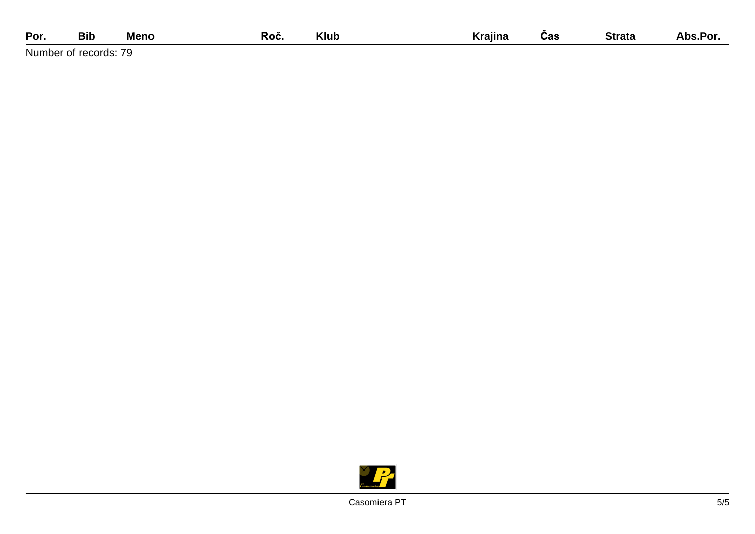| Por. | Bib | Meno | Roč. | Klub | Krajina | Čas | Strata | Abs.Por. |
|---|---|---|---|---|---|---|---|---|

Number of records: 79